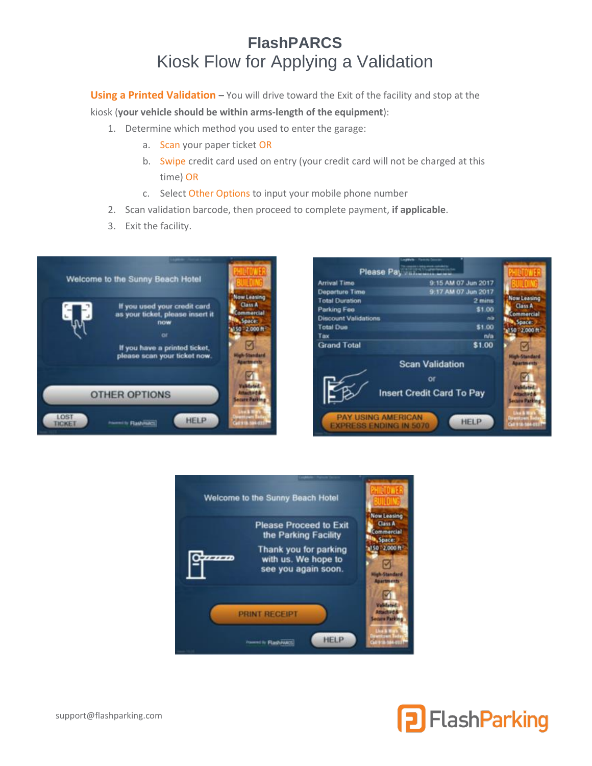# FlashPARCS

## Kiosk Flow for Applying a Validation

**Using a Printed Validation –** You will drive toward the Exit of the facility and stop at the kiosk (**your vehicle should be within arms-length of the equipment**):

1. Determine which method you used to enter the garage:
   a. Scan your paper ticket OR
   b. Swipe credit card used on entry (your credit card will not be charged at this time) OR
   c. Select Other Options to input your mobile phone number
2. Scan validation barcode, then proceed to complete payment, **if applicable**.
3. Exit the facility.

support@flashparking.com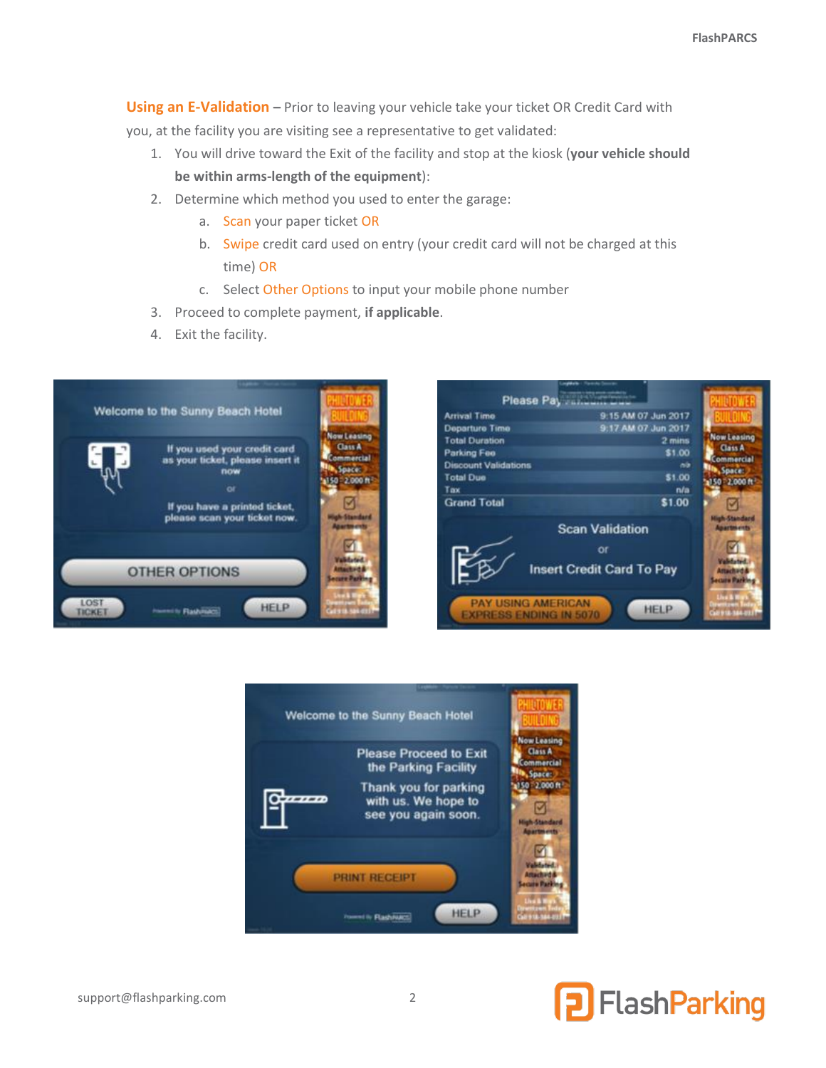**Using an E-Validation** – Prior to leaving your vehicle take your ticket OR Credit Card with you, at the facility you are visiting see a representative to get validated:

1. You will drive toward the Exit of the facility and stop at the kiosk (**your vehicle should be within arms-length of the equipment**):
2. Determine which method you used to enter the garage:
    a. Scan your paper ticket OR
    b. Swipe credit card used on entry (your credit card will not be charged at this time) OR
    c. Select Other Options to input your mobile phone number
3. Proceed to complete payment, **if applicable**.
4. Exit the facility.